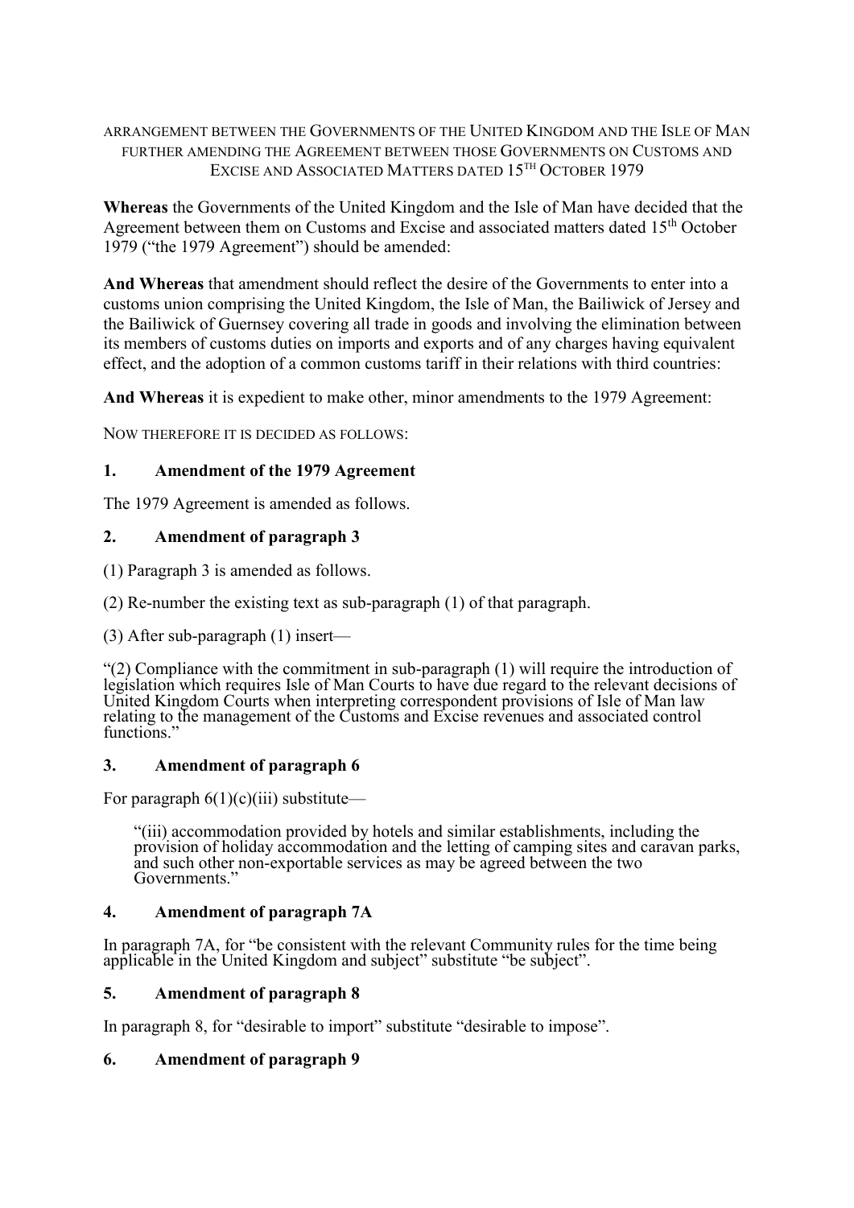ARRANGEMENT BETWEEN THE GOVERNMENTS OF THE UNITED KINGDOM AND THE ISLE OF MAN FURTHER AMENDING THE AGREEMENT BETWEEN THOSE GOVERNMENTS ON CUSTOMS AND EXCISE AND ASSOCIATED MATTERS DATED 15TH OCTOBER 1979

**Whereas** the Governments of the United Kingdom and the Isle of Man have decided that the Agreement between them on Customs and Excise and associated matters dated 15th October 1979 ("the 1979 Agreement") should be amended:

**And Whereas** that amendment should reflect the desire of the Governments to enter into a customs union comprising the United Kingdom, the Isle of Man, the Bailiwick of Jersey and the Bailiwick of Guernsey covering all trade in goods and involving the elimination between its members of customs duties on imports and exports and of any charges having equivalent effect, and the adoption of a common customs tariff in their relations with third countries:

**And Whereas** it is expedient to make other, minor amendments to the 1979 Agreement:

NOW THEREFORE IT IS DECIDED AS FOLLOWS:

### 1. Amendment of the 1979 Agreement

The 1979 Agreement is amended as follows.

### 2. Amendment of paragraph 3

(1) Paragraph 3 is amended as follows.

(2) Re-number the existing text as sub-paragraph (1) of that paragraph.

(3) After sub-paragraph (1) insert—

"(2) Compliance with the commitment in sub-paragraph (1) will require the introduction of legislation which requires Isle of Man Courts to have due regard to the relevant decisions of United Kingdom Courts when interpreting correspondent provisions of Isle of Man law relating to the management of the Customs and Excise revenues and associated control functions."

### 3. Amendment of paragraph 6

For paragraph 6(1)(c)(iii) substitute—

> "(iii) accommodation provided by hotels and similar establishments, including the provision of holiday accommodation and the letting of camping sites and caravan parks, and such other non-exportable services as may be agreed between the two Governments."

### 4. Amendment of paragraph 7A

In paragraph 7A, for "be consistent with the relevant Community rules for the time being applicable in the United Kingdom and subject" substitute "be subject".

### 5. Amendment of paragraph 8

In paragraph 8, for "desirable to import" substitute "desirable to impose".

### 6. Amendment of paragraph 9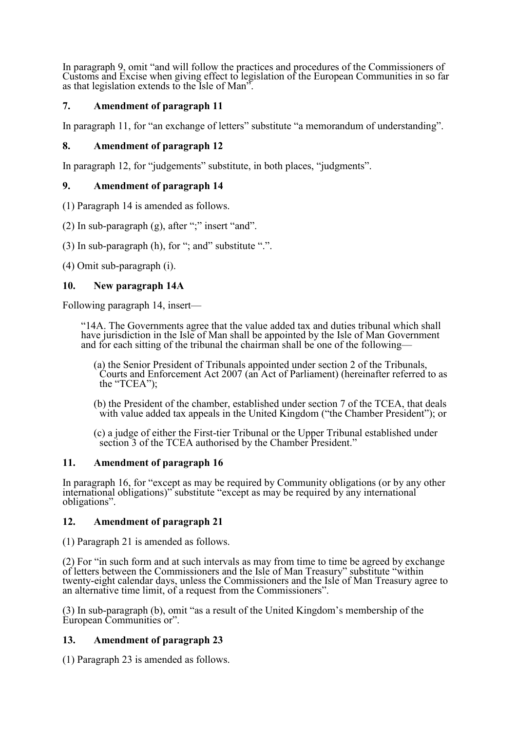In paragraph 9, omit "and will follow the practices and procedures of the Commissioners of Customs and Excise when giving effect to legislation of the European Communities in so far as that legislation extends to the Isle of Man".

### 7. Amendment of paragraph 11

In paragraph 11, for "an exchange of letters" substitute "a memorandum of understanding".

### 8. Amendment of paragraph 12

In paragraph 12, for "judgements" substitute, in both places, "judgments".

### 9. Amendment of paragraph 14

(1) Paragraph 14 is amended as follows.

(2) In sub-paragraph (g), after ";" insert "and".

(3) In sub-paragraph (h), for "; and" substitute ".".

(4) Omit sub-paragraph (i).

### 10. New paragraph 14A

Following paragraph 14, insert—

> "14A. The Governments agree that the value added tax and duties tribunal which shall have jurisdiction in the Isle of Man shall be appointed by the Isle of Man Government and for each sitting of the tribunal the chairman shall be one of the following—
>
> (a) the Senior President of Tribunals appointed under section 2 of the Tribunals, Courts and Enforcement Act 2007 (an Act of Parliament) (hereinafter referred to as the "TCEA");
>
> (b) the President of the chamber, established under section 7 of the TCEA, that deals with value added tax appeals in the United Kingdom ("the Chamber President"); or
>
> (c) a judge of either the First-tier Tribunal or the Upper Tribunal established under section 3 of the TCEA authorised by the Chamber President."

### 11. Amendment of paragraph 16

In paragraph 16, for "except as may be required by Community obligations (or by any other international obligations)" substitute "except as may be required by any international obligations".

### 12. Amendment of paragraph 21

(1) Paragraph 21 is amended as follows.

(2) For "in such form and at such intervals as may from time to time be agreed by exchange of letters between the Commissioners and the Isle of Man Treasury" substitute "within twenty-eight calendar days, unless the Commissioners and the Isle of Man Treasury agree to an alternative time limit, of a request from the Commissioners".

(3) In sub-paragraph (b), omit "as a result of the United Kingdom's membership of the European Communities or".

### 13. Amendment of paragraph 23

(1) Paragraph 23 is amended as follows.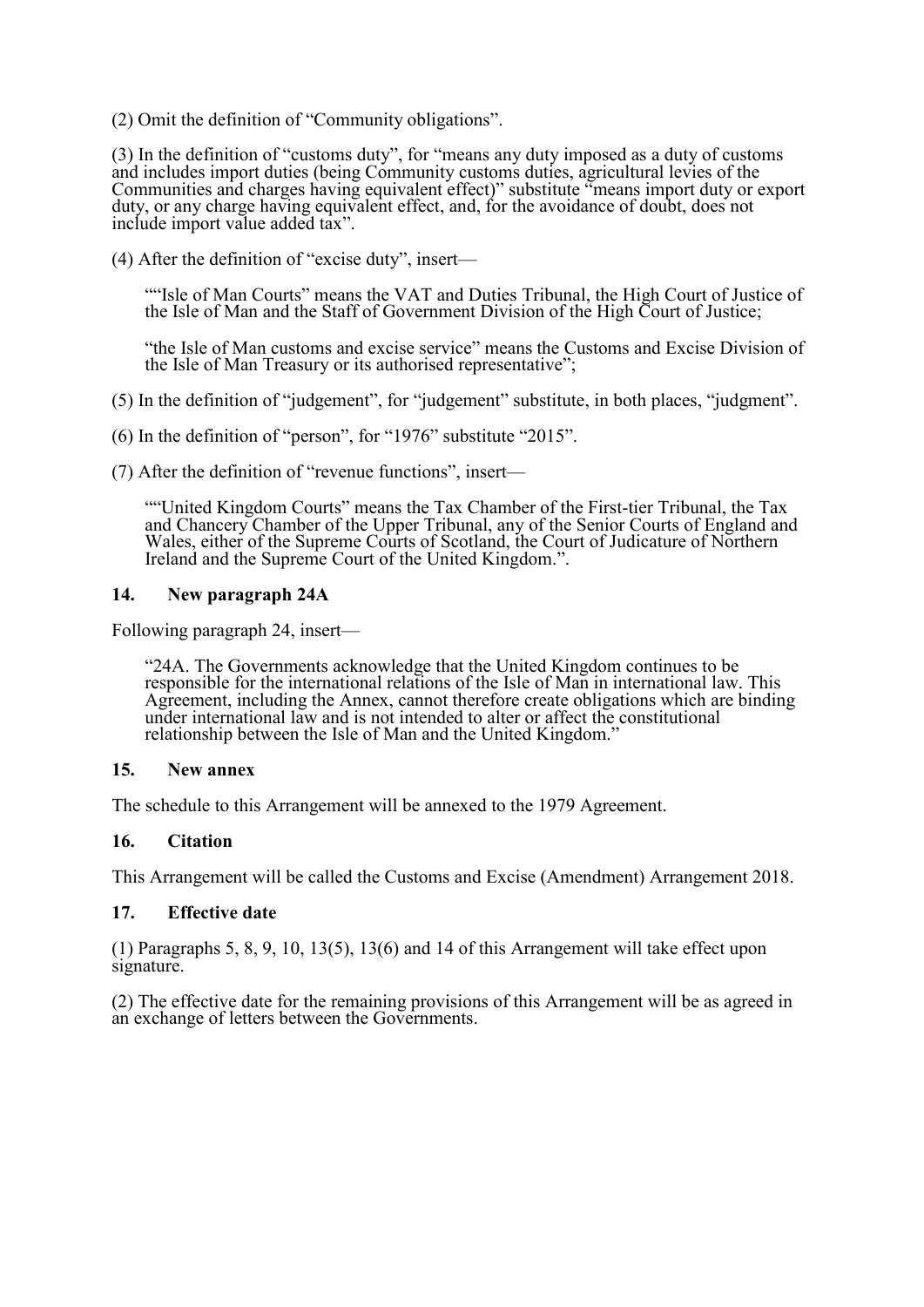(2) Omit the definition of "Community obligations".

(3) In the definition of "customs duty", for "means any duty imposed as a duty of customs and includes import duties (being Community customs duties, agricultural levies of the Communities and charges having equivalent effect)" substitute "means import duty or export duty, or any charge having equivalent effect, and, for the avoidance of doubt, does not include import value added tax".

(4) After the definition of "excise duty", insert—

> ""Isle of Man Courts" means the VAT and Duties Tribunal, the High Court of Justice of the Isle of Man and the Staff of Government Division of the High Court of Justice;
>
> "the Isle of Man customs and excise service" means the Customs and Excise Division of the Isle of Man Treasury or its authorised representative";

(5) In the definition of "judgement", for "judgement" substitute, in both places, "judgment".

(6) In the definition of "person", for "1976" substitute "2015".

(7) After the definition of "revenue functions", insert—

> ""United Kingdom Courts" means the Tax Chamber of the First-tier Tribunal, the Tax and Chancery Chamber of the Upper Tribunal, any of the Senior Courts of England and Wales, either of the Supreme Courts of Scotland, the Court of Judicature of Northern Ireland and the Supreme Court of the United Kingdom.".

### 14. New paragraph 24A

Following paragraph 24, insert—

> "24A. The Governments acknowledge that the United Kingdom continues to be responsible for the international relations of the Isle of Man in international law. This Agreement, including the Annex, cannot therefore create obligations which are binding under international law and is not intended to alter or affect the constitutional relationship between the Isle of Man and the United Kingdom."

### 15. New annex

The schedule to this Arrangement will be annexed to the 1979 Agreement.

### 16. Citation

This Arrangement will be called the Customs and Excise (Amendment) Arrangement 2018.

### 17. Effective date

(1) Paragraphs 5, 8, 9, 10, 13(5), 13(6) and 14 of this Arrangement will take effect upon signature.

(2) The effective date for the remaining provisions of this Arrangement will be as agreed in an exchange of letters between the Governments.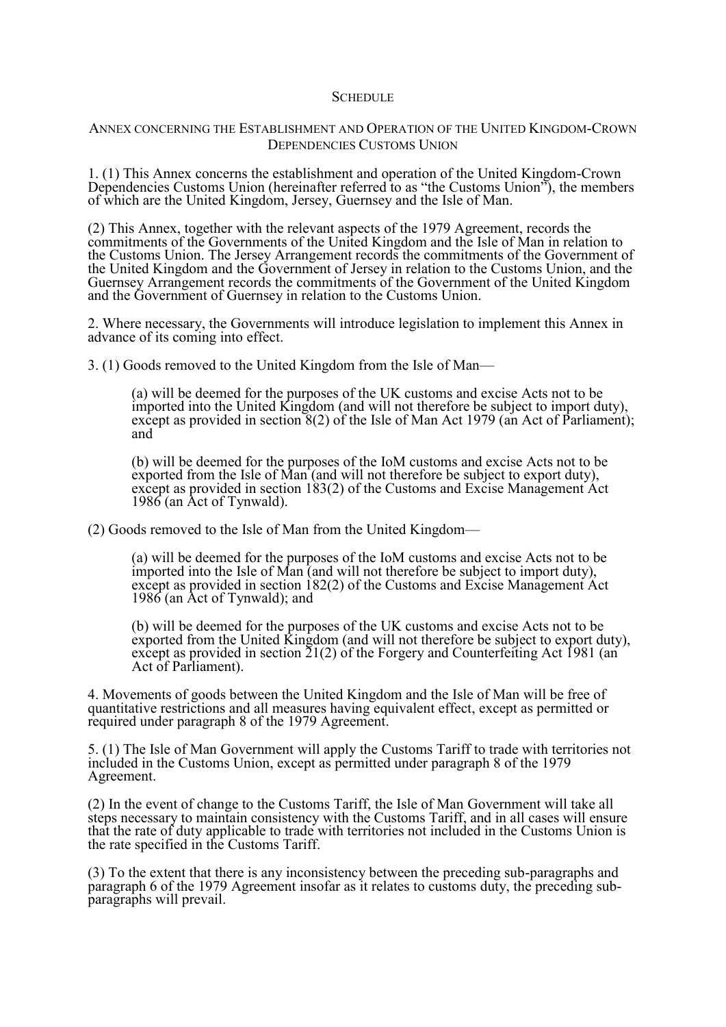# SCHEDULE

## ANNEX CONCERNING THE ESTABLISHMENT AND OPERATION OF THE UNITED KINGDOM-CROWN DEPENDENCIES CUSTOMS UNION

1. (1) This Annex concerns the establishment and operation of the United Kingdom-Crown Dependencies Customs Union (hereinafter referred to as "the Customs Union"), the members of which are the United Kingdom, Jersey, Guernsey and the Isle of Man.

(2) This Annex, together with the relevant aspects of the 1979 Agreement, records the commitments of the Governments of the United Kingdom and the Isle of Man in relation to the Customs Union. The Jersey Arrangement records the commitments of the Government of the United Kingdom and the Government of Jersey in relation to the Customs Union, and the Guernsey Arrangement records the commitments of the Government of the United Kingdom and the Government of Guernsey in relation to the Customs Union.

2. Where necessary, the Governments will introduce legislation to implement this Annex in advance of its coming into effect.

3. (1) Goods removed to the United Kingdom from the Isle of Man—

> (a) will be deemed for the purposes of the UK customs and excise Acts not to be imported into the United Kingdom (and will not therefore be subject to import duty), except as provided in section 8(2) of the Isle of Man Act 1979 (an Act of Parliament); and
>
> (b) will be deemed for the purposes of the IoM customs and excise Acts not to be exported from the Isle of Man (and will not therefore be subject to export duty), except as provided in section 183(2) of the Customs and Excise Management Act 1986 (an Act of Tynwald).

(2) Goods removed to the Isle of Man from the United Kingdom—

> (a) will be deemed for the purposes of the IoM customs and excise Acts not to be imported into the Isle of Man (and will not therefore be subject to import duty), except as provided in section 182(2) of the Customs and Excise Management Act 1986 (an Act of Tynwald); and
>
> (b) will be deemed for the purposes of the UK customs and excise Acts not to be exported from the United Kingdom (and will not therefore be subject to export duty), except as provided in section 21(2) of the Forgery and Counterfeiting Act 1981 (an Act of Parliament).

4. Movements of goods between the United Kingdom and the Isle of Man will be free of quantitative restrictions and all measures having equivalent effect, except as permitted or required under paragraph 8 of the 1979 Agreement.

5. (1) The Isle of Man Government will apply the Customs Tariff to trade with territories not included in the Customs Union, except as permitted under paragraph 8 of the 1979 Agreement.

(2) In the event of change to the Customs Tariff, the Isle of Man Government will take all steps necessary to maintain consistency with the Customs Tariff, and in all cases will ensure that the rate of duty applicable to trade with territories not included in the Customs Union is the rate specified in the Customs Tariff.

(3) To the extent that there is any inconsistency between the preceding sub-paragraphs and paragraph 6 of the 1979 Agreement insofar as it relates to customs duty, the preceding sub-paragraphs will prevail.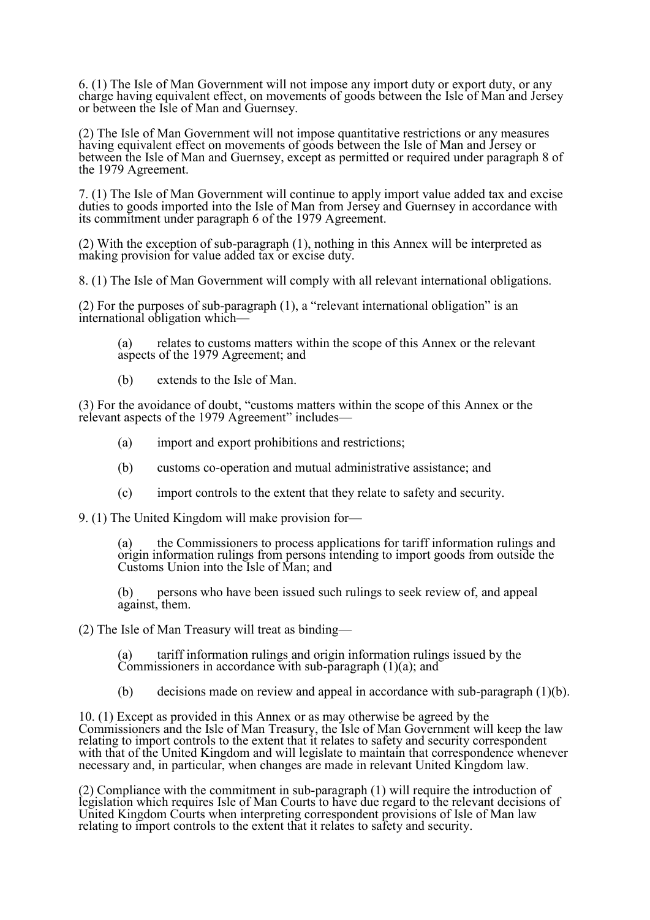6. (1) The Isle of Man Government will not impose any import duty or export duty, or any charge having equivalent effect, on movements of goods between the Isle of Man and Jersey or between the Isle of Man and Guernsey.

(2) The Isle of Man Government will not impose quantitative restrictions or any measures having equivalent effect on movements of goods between the Isle of Man and Jersey or between the Isle of Man and Guernsey, except as permitted or required under paragraph 8 of the 1979 Agreement.

7. (1) The Isle of Man Government will continue to apply import value added tax and excise duties to goods imported into the Isle of Man from Jersey and Guernsey in accordance with its commitment under paragraph 6 of the 1979 Agreement.

(2) With the exception of sub-paragraph (1), nothing in this Annex will be interpreted as making provision for value added tax or excise duty.

8. (1) The Isle of Man Government will comply with all relevant international obligations.

(2) For the purposes of sub-paragraph (1), a "relevant international obligation" is an international obligation which—

> (a) relates to customs matters within the scope of this Annex or the relevant aspects of the 1979 Agreement; and
>
> (b) extends to the Isle of Man.

(3) For the avoidance of doubt, "customs matters within the scope of this Annex or the relevant aspects of the 1979 Agreement" includes—

> (a) import and export prohibitions and restrictions;
>
> (b) customs co-operation and mutual administrative assistance; and
>
> (c) import controls to the extent that they relate to safety and security.

9. (1) The United Kingdom will make provision for—

> (a) the Commissioners to process applications for tariff information rulings and origin information rulings from persons intending to import goods from outside the Customs Union into the Isle of Man; and
>
> (b) persons who have been issued such rulings to seek review of, and appeal against, them.

(2) The Isle of Man Treasury will treat as binding—

> (a) tariff information rulings and origin information rulings issued by the Commissioners in accordance with sub-paragraph (1)(a); and
>
> (b) decisions made on review and appeal in accordance with sub-paragraph (1)(b).

10. (1) Except as provided in this Annex or as may otherwise be agreed by the Commissioners and the Isle of Man Treasury, the Isle of Man Government will keep the law relating to import controls to the extent that it relates to safety and security correspondent with that of the United Kingdom and will legislate to maintain that correspondence whenever necessary and, in particular, when changes are made in relevant United Kingdom law.

(2) Compliance with the commitment in sub-paragraph (1) will require the introduction of legislation which requires Isle of Man Courts to have due regard to the relevant decisions of United Kingdom Courts when interpreting correspondent provisions of Isle of Man law relating to import controls to the extent that it relates to safety and security.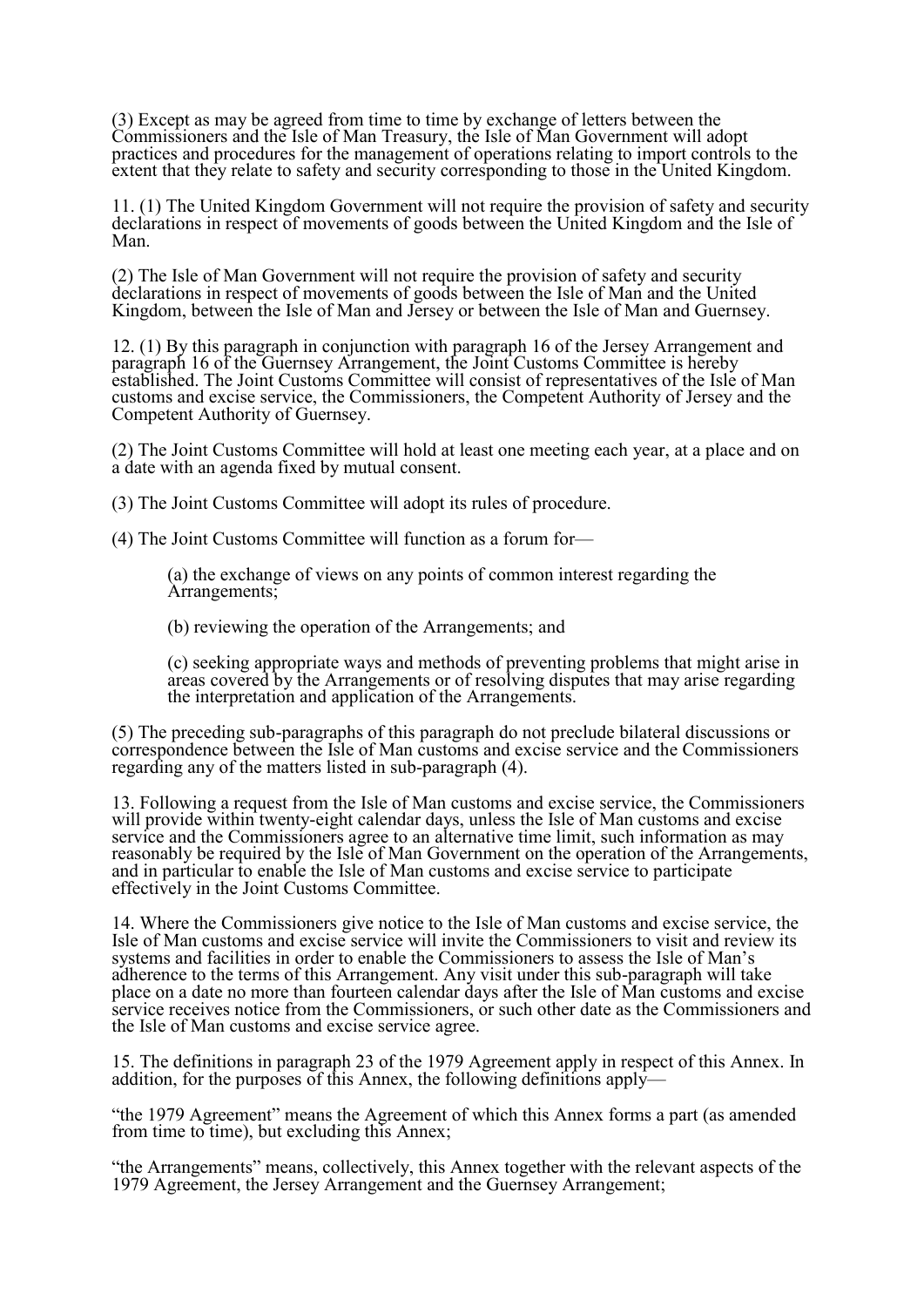(3) Except as may be agreed from time to time by exchange of letters between the Commissioners and the Isle of Man Treasury, the Isle of Man Government will adopt practices and procedures for the management of operations relating to import controls to the extent that they relate to safety and security corresponding to those in the United Kingdom.

11. (1) The United Kingdom Government will not require the provision of safety and security declarations in respect of movements of goods between the United Kingdom and the Isle of Man.

(2) The Isle of Man Government will not require the provision of safety and security declarations in respect of movements of goods between the Isle of Man and the United Kingdom, between the Isle of Man and Jersey or between the Isle of Man and Guernsey.

12. (1) By this paragraph in conjunction with paragraph 16 of the Jersey Arrangement and paragraph 16 of the Guernsey Arrangement, the Joint Customs Committee is hereby established. The Joint Customs Committee will consist of representatives of the Isle of Man customs and excise service, the Commissioners, the Competent Authority of Jersey and the Competent Authority of Guernsey.

(2) The Joint Customs Committee will hold at least one meeting each year, at a place and on a date with an agenda fixed by mutual consent.

(3) The Joint Customs Committee will adopt its rules of procedure.

(4) The Joint Customs Committee will function as a forum for—

(a) the exchange of views on any points of common interest regarding the Arrangements;

(b) reviewing the operation of the Arrangements; and

(c) seeking appropriate ways and methods of preventing problems that might arise in areas covered by the Arrangements or of resolving disputes that may arise regarding the interpretation and application of the Arrangements.

(5) The preceding sub-paragraphs of this paragraph do not preclude bilateral discussions or correspondence between the Isle of Man customs and excise service and the Commissioners regarding any of the matters listed in sub-paragraph (4).

13. Following a request from the Isle of Man customs and excise service, the Commissioners will provide within twenty-eight calendar days, unless the Isle of Man customs and excise service and the Commissioners agree to an alternative time limit, such information as may reasonably be required by the Isle of Man Government on the operation of the Arrangements, and in particular to enable the Isle of Man customs and excise service to participate effectively in the Joint Customs Committee.

14. Where the Commissioners give notice to the Isle of Man customs and excise service, the Isle of Man customs and excise service will invite the Commissioners to visit and review its systems and facilities in order to enable the Commissioners to assess the Isle of Man's adherence to the terms of this Arrangement. Any visit under this sub-paragraph will take place on a date no more than fourteen calendar days after the Isle of Man customs and excise service receives notice from the Commissioners, or such other date as the Commissioners and the Isle of Man customs and excise service agree.

15. The definitions in paragraph 23 of the 1979 Agreement apply in respect of this Annex. In addition, for the purposes of this Annex, the following definitions apply—

"the 1979 Agreement" means the Agreement of which this Annex forms a part (as amended from time to time), but excluding this Annex;

"the Arrangements" means, collectively, this Annex together with the relevant aspects of the 1979 Agreement, the Jersey Arrangement and the Guernsey Arrangement;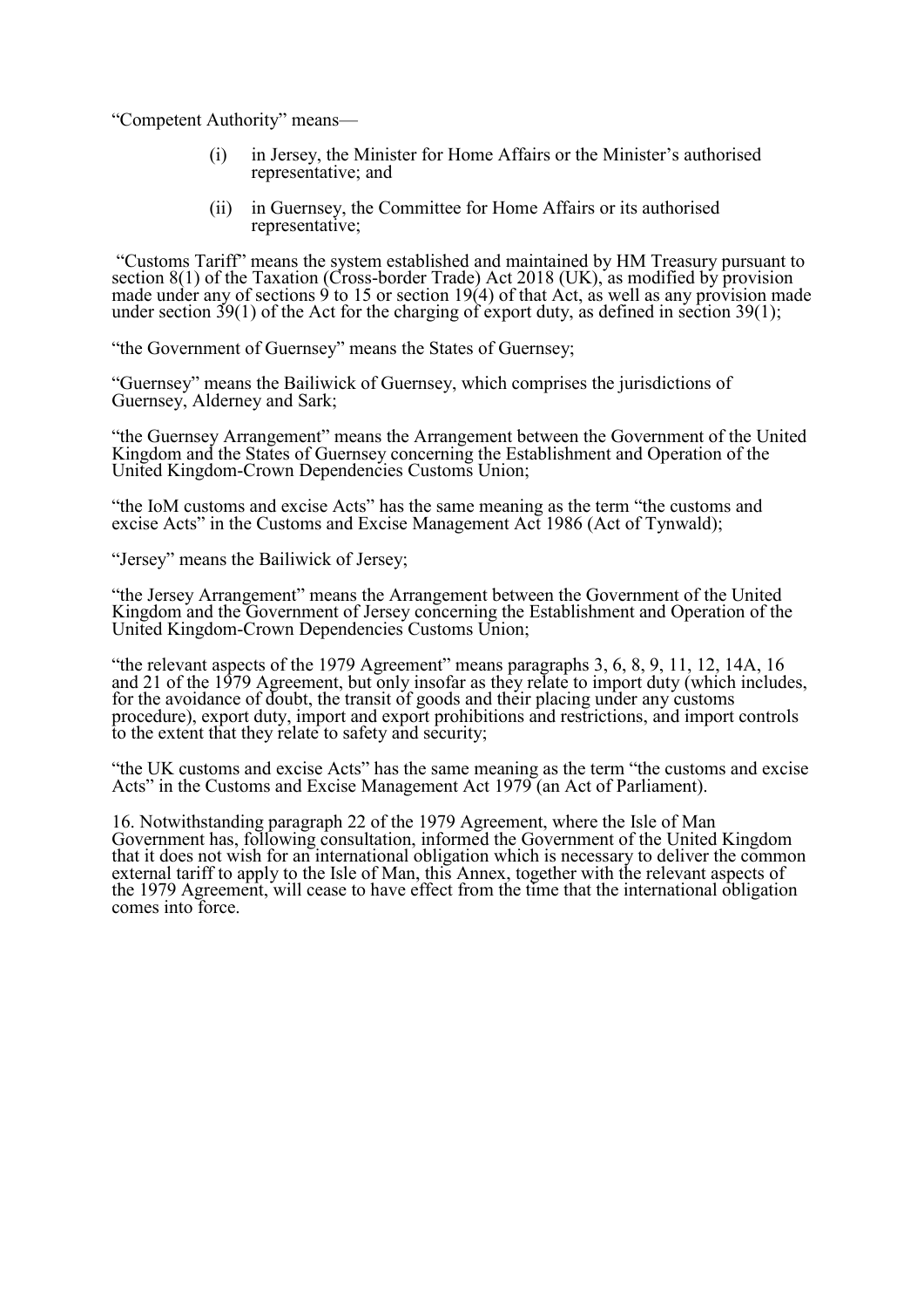"Competent Authority" means—

(i) in Jersey, the Minister for Home Affairs or the Minister's authorised representative; and

(ii) in Guernsey, the Committee for Home Affairs or its authorised representative;

"Customs Tariff" means the system established and maintained by HM Treasury pursuant to section 8(1) of the Taxation (Cross-border Trade) Act 2018 (UK), as modified by provision made under any of sections 9 to 15 or section 19(4) of that Act, as well as any provision made under section 39(1) of the Act for the charging of export duty, as defined in section 39(1);

"the Government of Guernsey" means the States of Guernsey;

"Guernsey" means the Bailiwick of Guernsey, which comprises the jurisdictions of Guernsey, Alderney and Sark;

"the Guernsey Arrangement" means the Arrangement between the Government of the United Kingdom and the States of Guernsey concerning the Establishment and Operation of the United Kingdom-Crown Dependencies Customs Union;

"the IoM customs and excise Acts" has the same meaning as the term "the customs and excise Acts" in the Customs and Excise Management Act 1986 (Act of Tynwald);

"Jersey" means the Bailiwick of Jersey;

"the Jersey Arrangement" means the Arrangement between the Government of the United Kingdom and the Government of Jersey concerning the Establishment and Operation of the United Kingdom-Crown Dependencies Customs Union;

"the relevant aspects of the 1979 Agreement" means paragraphs 3, 6, 8, 9, 11, 12, 14A, 16 and 21 of the 1979 Agreement, but only insofar as they relate to import duty (which includes, for the avoidance of doubt, the transit of goods and their placing under any customs procedure), export duty, import and export prohibitions and restrictions, and import controls to the extent that they relate to safety and security;

"the UK customs and excise Acts" has the same meaning as the term "the customs and excise Acts" in the Customs and Excise Management Act 1979 (an Act of Parliament).

16. Notwithstanding paragraph 22 of the 1979 Agreement, where the Isle of Man Government has, following consultation, informed the Government of the United Kingdom that it does not wish for an international obligation which is necessary to deliver the common external tariff to apply to the Isle of Man, this Annex, together with the relevant aspects of the 1979 Agreement, will cease to have effect from the time that the international obligation comes into force.